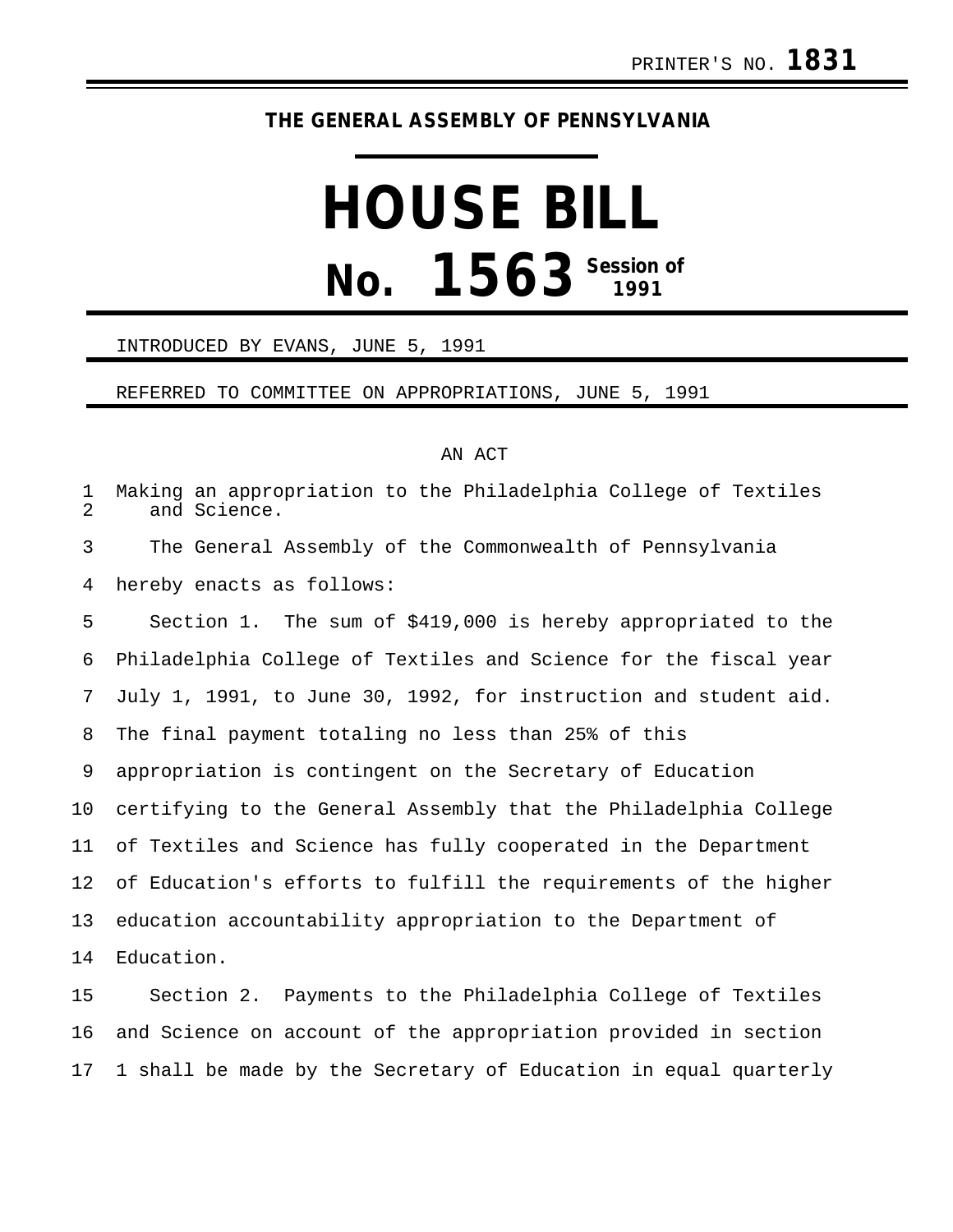PRINTER'S NO. **1831**

**THE GENERAL ASSEMBLY OF PENNSYLVANIA**

# HOUSE BILL

# No. 1563 Session of 1991

INTRODUCED BY EVANS, JUNE 5, 1991

REFERRED TO COMMITTEE ON APPROPRIATIONS, JUNE 5, 1991

AN ACT

Making an appropriation to the Philadelphia College of Textiles and Science.

The General Assembly of the Commonwealth of Pennsylvania hereby enacts as follows:

Section 1. The sum of $419,000 is hereby appropriated to the Philadelphia College of Textiles and Science for the fiscal year July 1, 1991, to June 30, 1992, for instruction and student aid. The final payment totaling no less than 25% of this appropriation is contingent on the Secretary of Education certifying to the General Assembly that the Philadelphia College of Textiles and Science has fully cooperated in the Department of Education's efforts to fulfill the requirements of the higher education accountability appropriation to the Department of Education.

Section 2. Payments to the Philadelphia College of Textiles and Science on account of the appropriation provided in section 1 shall be made by the Secretary of Education in equal quarterly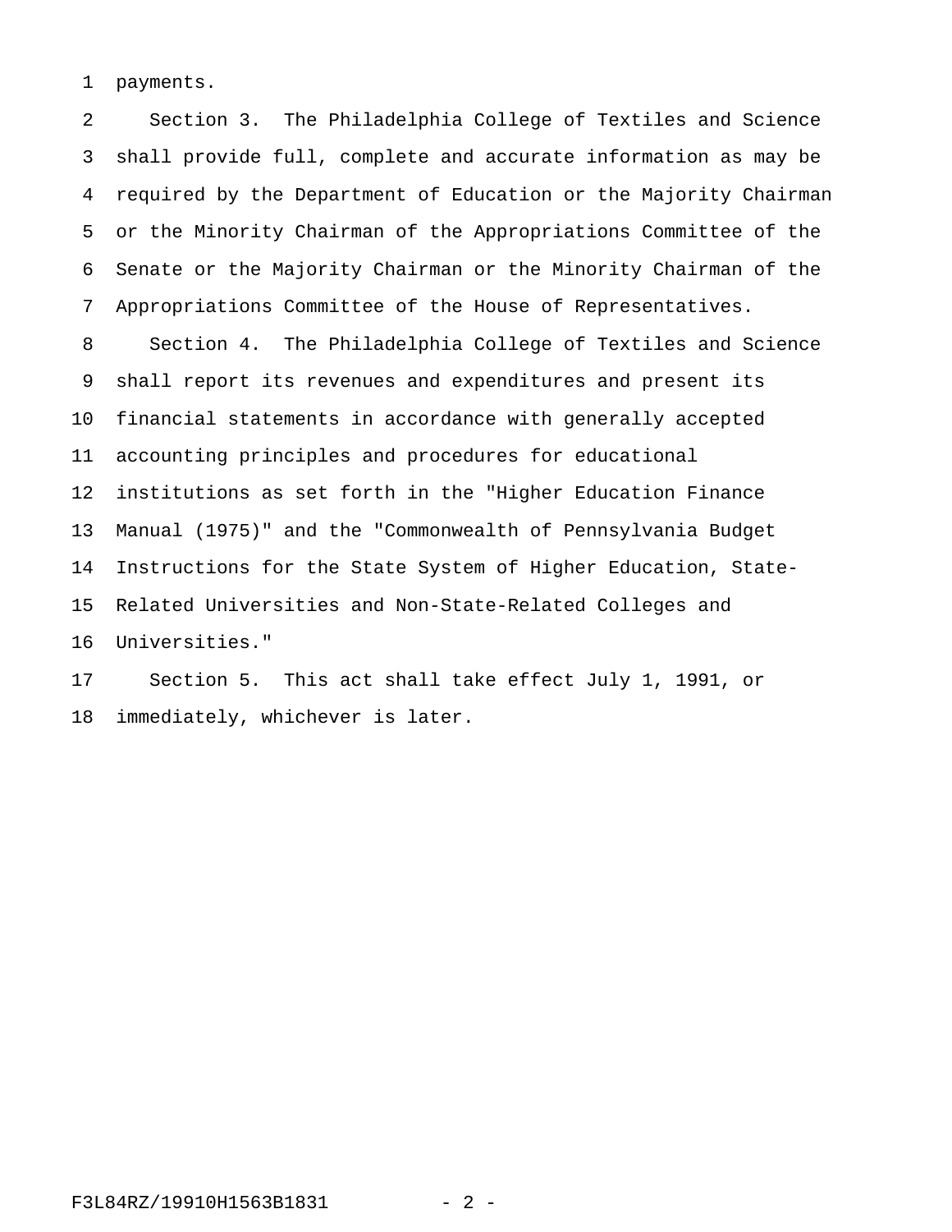payments.

Section 3. The Philadelphia College of Textiles and Science shall provide full, complete and accurate information as may be required by the Department of Education or the Majority Chairman or the Minority Chairman of the Appropriations Committee of the Senate or the Majority Chairman or the Minority Chairman of the Appropriations Committee of the House of Representatives.

Section 4. The Philadelphia College of Textiles and Science shall report its revenues and expenditures and present its financial statements in accordance with generally accepted accounting principles and procedures for educational institutions as set forth in the "Higher Education Finance Manual (1975)" and the "Commonwealth of Pennsylvania Budget Instructions for the State System of Higher Education, State-Related Universities and Non-State-Related Colleges and Universities."

Section 5. This act shall take effect July 1, 1991, or immediately, whichever is later.

F3L84RZ/19910H1563B1831